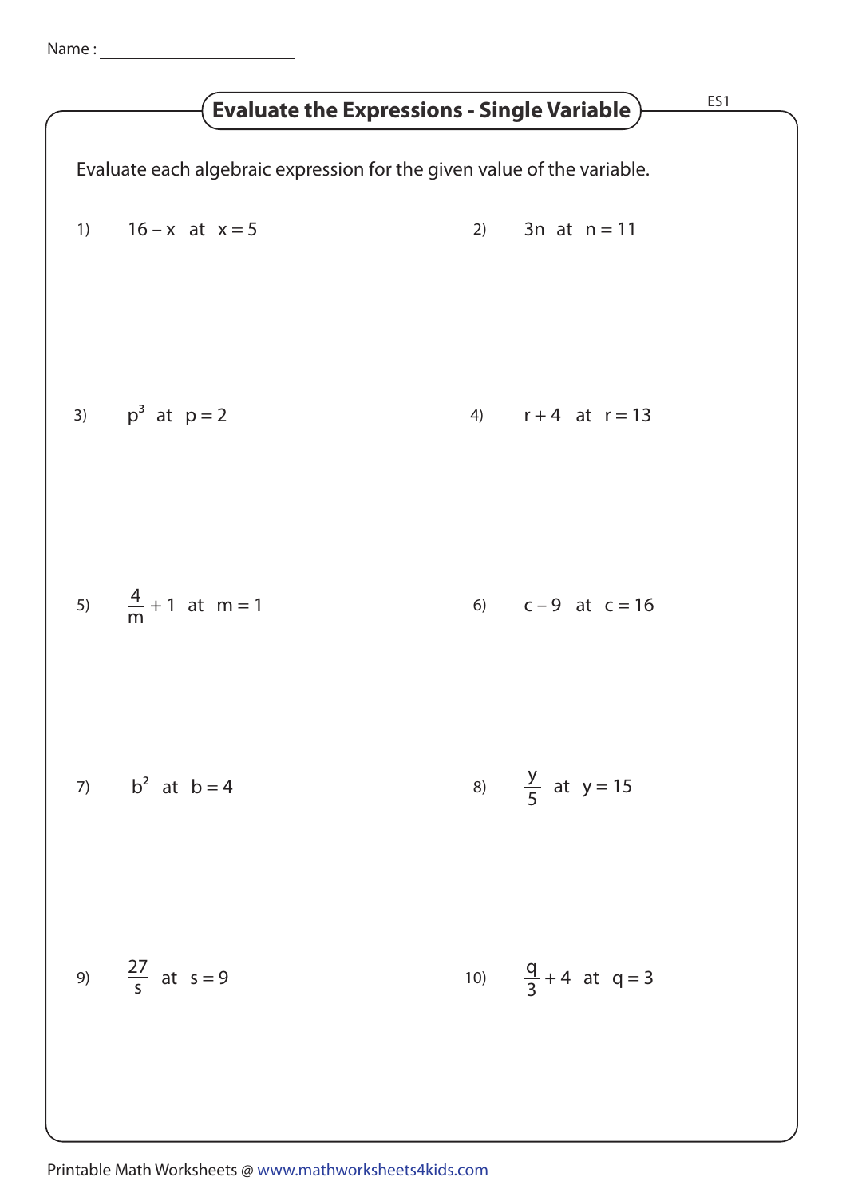Name :

# Evaluate the Expressions - Single Variable

ES1

Evaluate each algebraic expression for the given value of the variable.

1) $16 - x$ at $x = 5$

2) $3n$ at $n = 11$

3) $p^3$ at $p = 2$

4) $r + 4$ at $r = 13$

5) $\frac{4}{m} + 1$ at $m = 1$

6) $c - 9$ at $c = 16$

7) $b^2$ at $b = 4$

8) $\frac{y}{5}$ at $y = 15$

9) $\frac{27}{s}$ at $s = 9$

10) $\frac{q}{3} + 4$ at $q = 3$

Printable Math Worksheets @ www.mathworksheets4kids.com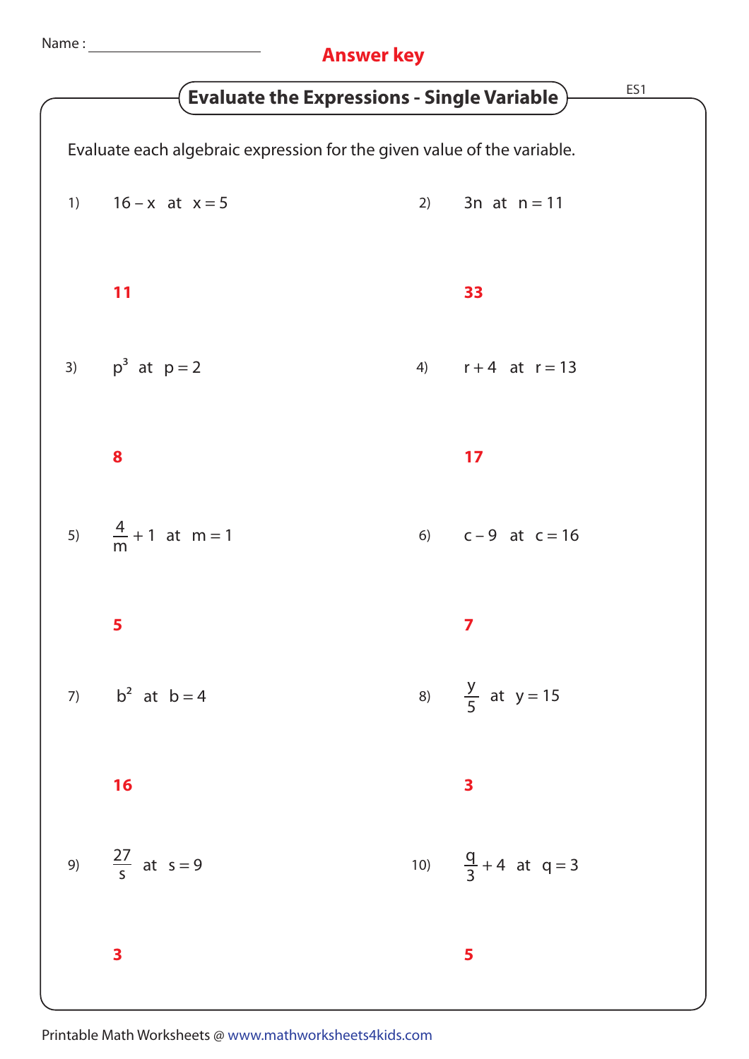Name : ____________________

**Answer key**

## Evaluate the Expressions - Single Variable

ES1

Evaluate each algebraic expression for the given value of the variable.

1) $16 - x$ at $x = 5$

**11**

2) $3n$ at $n = 11$

**33**

3) $p^3$ at $p = 2$

**8**

4) $r + 4$ at $r = 13$

**17**

5) $\frac{4}{m} + 1$ at $m = 1$

**5**

6) $c - 9$ at $c = 16$

**7**

7) $b^2$ at $b = 4$

**16**

8) $\frac{y}{5}$ at $y = 15$

**3**

9) $\frac{27}{s}$ at $s = 9$

**3**

10) $\frac{q}{3} + 4$ at $q = 3$

**5**

Printable Math Worksheets @ www.mathworksheets4kids.com